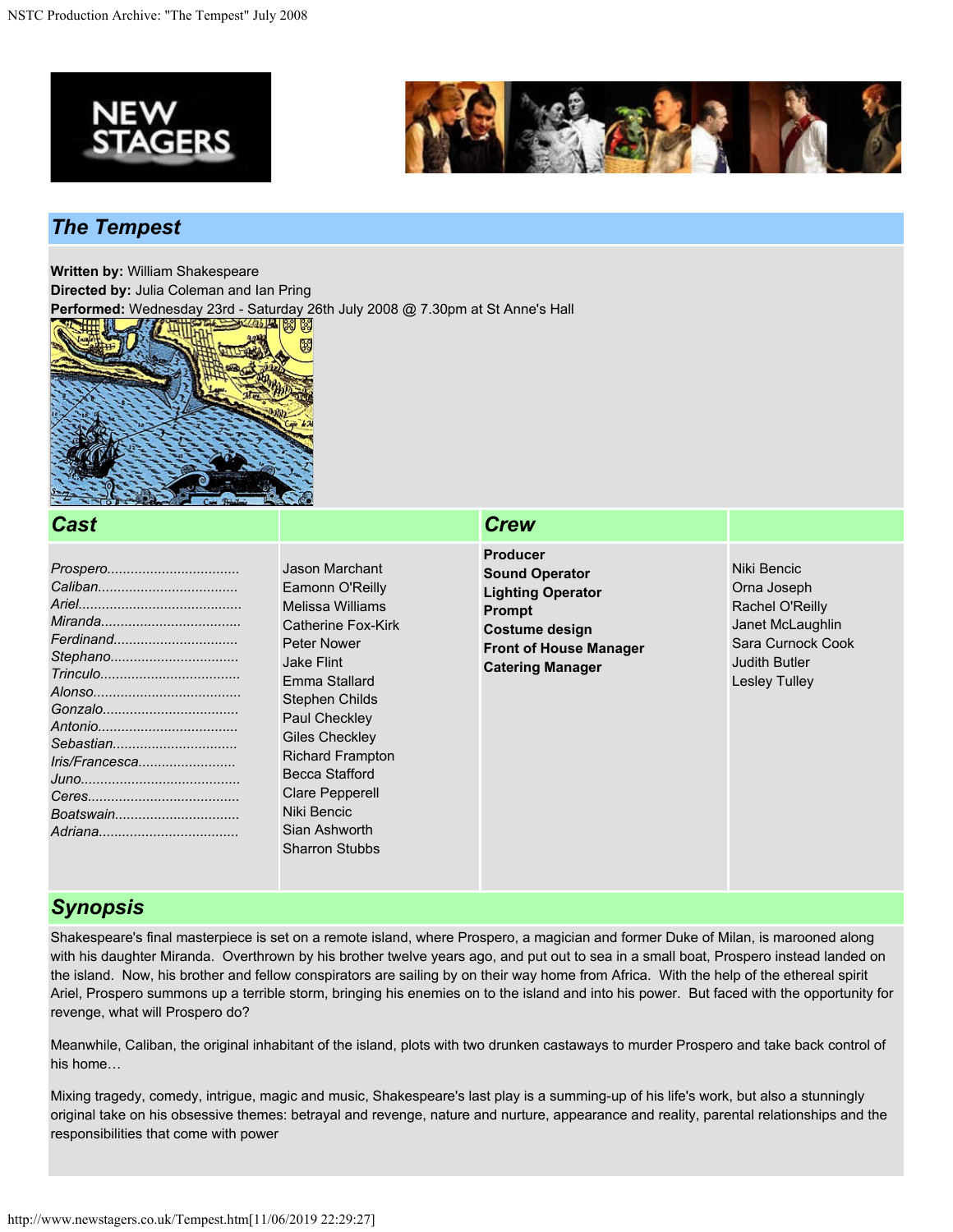## The Tempest

**Written by:** William Shakespeare
**Directed by:** Julia Coleman and Ian Pring
**Performed:** Wednesday 23rd - Saturday 26th July 2008 @ 7.30pm at St Anne's Hall

### Cast

| Role | Actor |
| --- | --- |
| *Prospero* | Jason Marchant |
| *Caliban* | Eamonn O'Reilly |
| *Ariel* | Melissa Williams |
| *Miranda* | Catherine Fox-Kirk |
| *Ferdinand* | Peter Nower |
| *Stephano* | Jake Flint |
| *Trinculo* | Emma Stallard |
| *Alonso* | Stephen Childs |
| *Gonzalo* | Paul Checkley |
| *Antonio* | Giles Checkley |
| *Sebastian* | Richard Frampton |
| *Iris/Francesca* | Becca Stafford |
| *Juno* | Clare Pepperell |
| *Ceres* | Niki Bencic |
| *Boatswain* | Sian Ashworth |
| *Adriana* | Sharron Stubbs |

### Crew

| Role | Name |
| --- | --- |
| **Producer** | Niki Bencic |
| **Sound Operator** | Orna Joseph |
| **Lighting Operator** | Rachel O'Reilly |
| **Prompt** | Janet McLaughlin |
| **Costume design** | Sara Curnock Cook |
| **Front of House Manager** | Judith Butler |
| **Catering Manager** | Lesley Tulley |

### Synopsis

Shakespeare's final masterpiece is set on a remote island, where Prospero, a magician and former Duke of Milan, is marooned along with his daughter Miranda. Overthrown by his brother twelve years ago, and put out to sea in a small boat, Prospero instead landed on the island. Now, his brother and fellow conspirators are sailing by on their way home from Africa. With the help of the ethereal spirit Ariel, Prospero summons up a terrible storm, bringing his enemies on to the island and into his power. But faced with the opportunity for revenge, what will Prospero do?

Meanwhile, Caliban, the original inhabitant of the island, plots with two drunken castaways to murder Prospero and take back control of his home…

Mixing tragedy, comedy, intrigue, magic and music, Shakespeare's last play is a summing-up of his life's work, but also a stunningly original take on his obsessive themes: betrayal and revenge, nature and nurture, appearance and reality, parental relationships and the responsibilities that come with power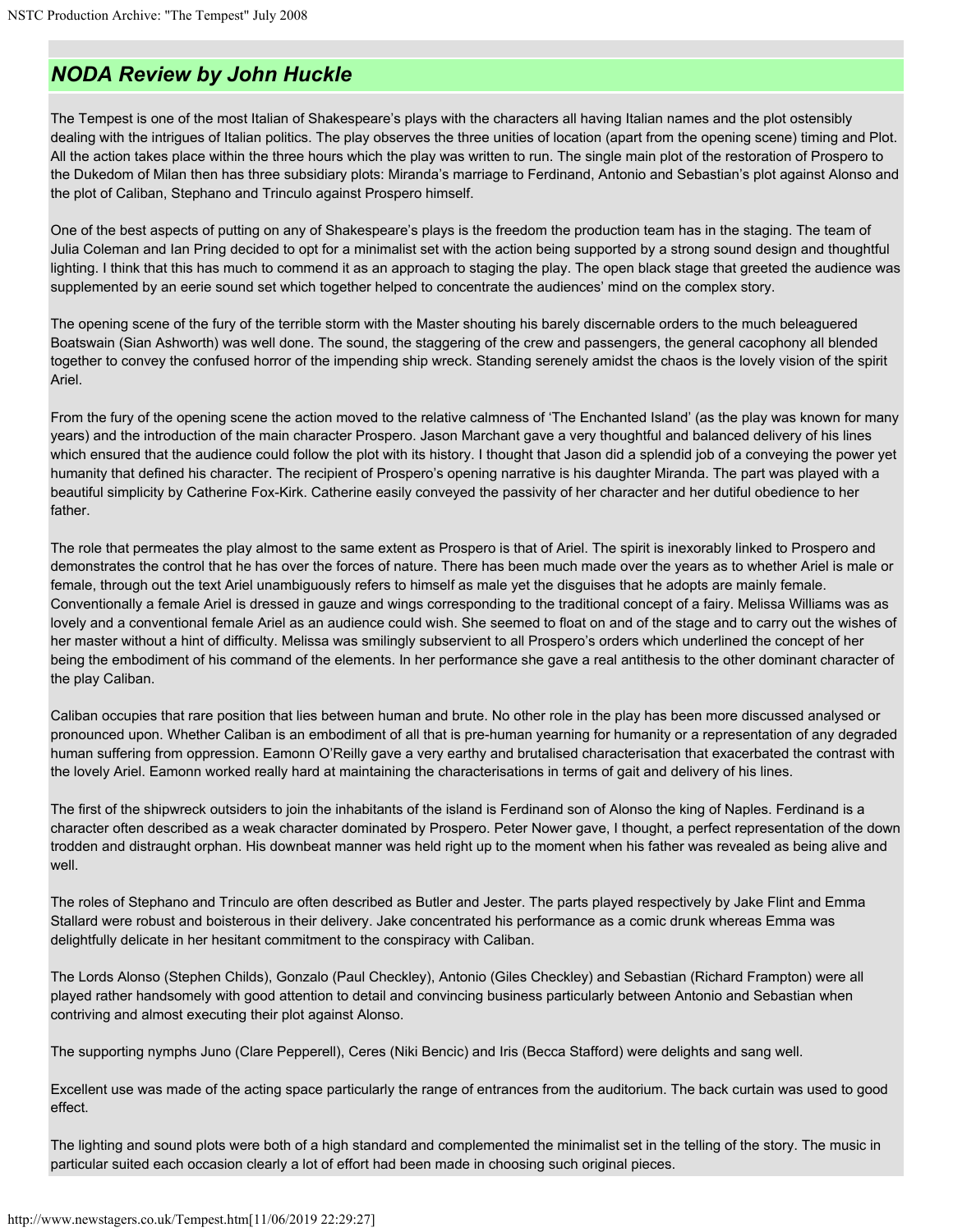## *NODA Review by John Huckle*

The Tempest is one of the most Italian of Shakespeare's plays with the characters all having Italian names and the plot ostensibly dealing with the intrigues of Italian politics. The play observes the three unities of location (apart from the opening scene) timing and Plot. All the action takes place within the three hours which the play was written to run. The single main plot of the restoration of Prospero to the Dukedom of Milan then has three subsidiary plots: Miranda's marriage to Ferdinand, Antonio and Sebastian's plot against Alonso and the plot of Caliban, Stephano and Trinculo against Prospero himself.

One of the best aspects of putting on any of Shakespeare's plays is the freedom the production team has in the staging. The team of Julia Coleman and Ian Pring decided to opt for a minimalist set with the action being supported by a strong sound design and thoughtful lighting. I think that this has much to commend it as an approach to staging the play. The open black stage that greeted the audience was supplemented by an eerie sound set which together helped to concentrate the audiences' mind on the complex story.

The opening scene of the fury of the terrible storm with the Master shouting his barely discernable orders to the much beleaguered Boatswain (Sian Ashworth) was well done. The sound, the staggering of the crew and passengers, the general cacophony all blended together to convey the confused horror of the impending ship wreck. Standing serenely amidst the chaos is the lovely vision of the spirit Ariel.

From the fury of the opening scene the action moved to the relative calmness of 'The Enchanted Island' (as the play was known for many years) and the introduction of the main character Prospero. Jason Marchant gave a very thoughtful and balanced delivery of his lines which ensured that the audience could follow the plot with its history. I thought that Jason did a splendid job of a conveying the power yet humanity that defined his character. The recipient of Prospero's opening narrative is his daughter Miranda. The part was played with a beautiful simplicity by Catherine Fox-Kirk. Catherine easily conveyed the passivity of her character and her dutiful obedience to her father.

The role that permeates the play almost to the same extent as Prospero is that of Ariel. The spirit is inexorably linked to Prospero and demonstrates the control that he has over the forces of nature. There has been much made over the years as to whether Ariel is male or female, through out the text Ariel unambiguously refers to himself as male yet the disguises that he adopts are mainly female. Conventionally a female Ariel is dressed in gauze and wings corresponding to the traditional concept of a fairy. Melissa Williams was as lovely and a conventional female Ariel as an audience could wish. She seemed to float on and of the stage and to carry out the wishes of her master without a hint of difficulty. Melissa was smilingly subservient to all Prospero's orders which underlined the concept of her being the embodiment of his command of the elements. In her performance she gave a real antithesis to the other dominant character of the play Caliban.

Caliban occupies that rare position that lies between human and brute. No other role in the play has been more discussed analysed or pronounced upon. Whether Caliban is an embodiment of all that is pre-human yearning for humanity or a representation of any degraded human suffering from oppression. Eamonn O'Reilly gave a very earthy and brutalised characterisation that exacerbated the contrast with the lovely Ariel. Eamonn worked really hard at maintaining the characterisations in terms of gait and delivery of his lines.

The first of the shipwreck outsiders to join the inhabitants of the island is Ferdinand son of Alonso the king of Naples. Ferdinand is a character often described as a weak character dominated by Prospero. Peter Nower gave, I thought, a perfect representation of the down trodden and distraught orphan. His downbeat manner was held right up to the moment when his father was revealed as being alive and well.

The roles of Stephano and Trinculo are often described as Butler and Jester. The parts played respectively by Jake Flint and Emma Stallard were robust and boisterous in their delivery. Jake concentrated his performance as a comic drunk whereas Emma was delightfully delicate in her hesitant commitment to the conspiracy with Caliban.

The Lords Alonso (Stephen Childs), Gonzalo (Paul Checkley), Antonio (Giles Checkley) and Sebastian (Richard Frampton) were all played rather handsomely with good attention to detail and convincing business particularly between Antonio and Sebastian when contriving and almost executing their plot against Alonso.

The supporting nymphs Juno (Clare Pepperell), Ceres (Niki Bencic) and Iris (Becca Stafford) were delights and sang well.

Excellent use was made of the acting space particularly the range of entrances from the auditorium. The back curtain was used to good effect.

The lighting and sound plots were both of a high standard and complemented the minimalist set in the telling of the story. The music in particular suited each occasion clearly a lot of effort had been made in choosing such original pieces.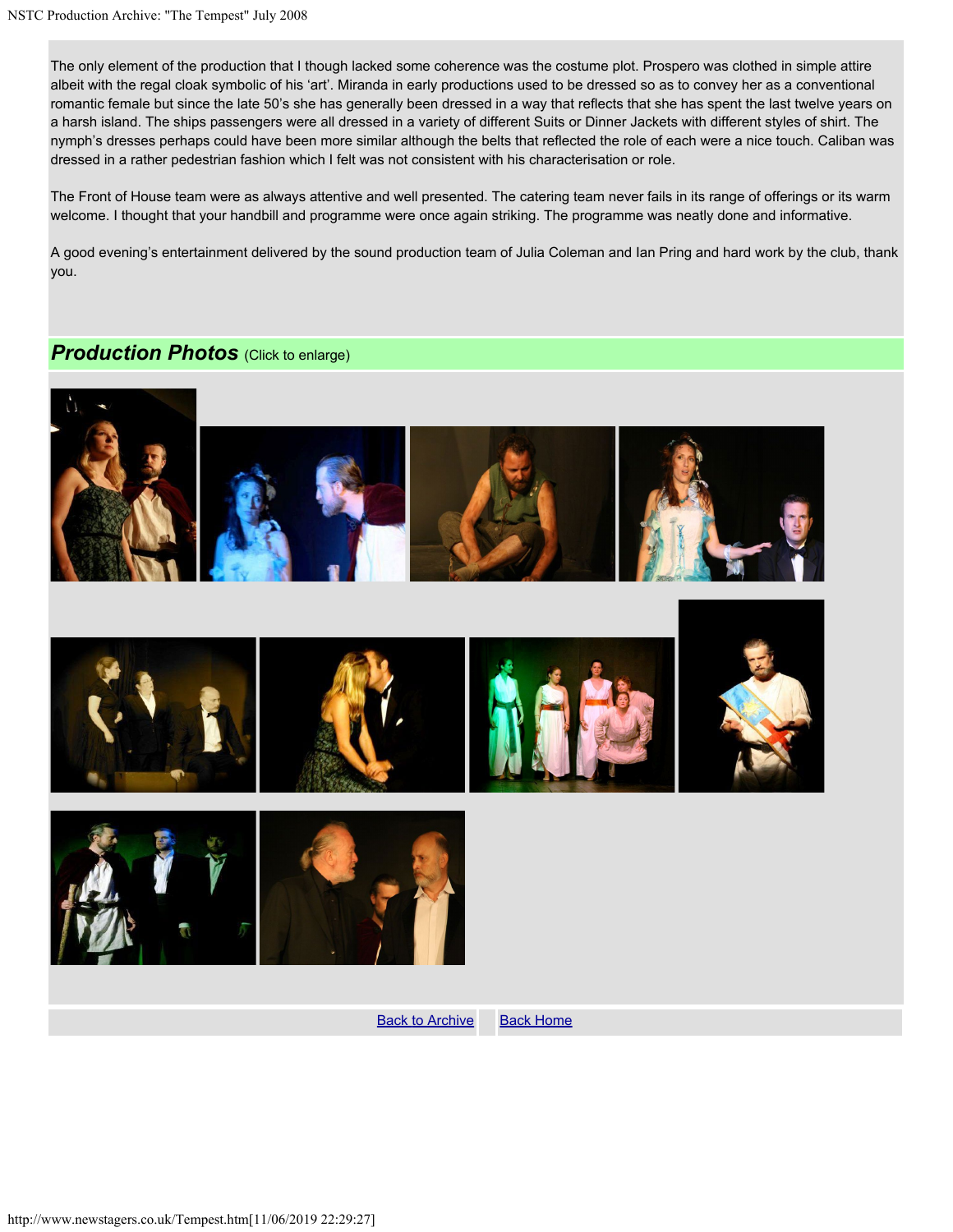The only element of the production that I though lacked some coherence was the costume plot. Prospero was clothed in simple attire albeit with the regal cloak symbolic of his 'art'. Miranda in early productions used to be dressed so as to convey her as a conventional romantic female but since the late 50's she has generally been dressed in a way that reflects that she has spent the last twelve years on a harsh island. The ships passengers were all dressed in a variety of different Suits or Dinner Jackets with different styles of shirt. The nymph's dresses perhaps could have been more similar although the belts that reflected the role of each were a nice touch. Caliban was dressed in a rather pedestrian fashion which I felt was not consistent with his characterisation or role.

The Front of House team were as always attentive and well presented. The catering team never fails in its range of offerings or its warm welcome. I thought that your handbill and programme were once again striking. The programme was neatly done and informative.

A good evening's entertainment delivered by the sound production team of Julia Coleman and Ian Pring and hard work by the club, thank you.

## ***Production Photos*** (Click to enlarge)

[Back to Archive](#) [Back Home](#)